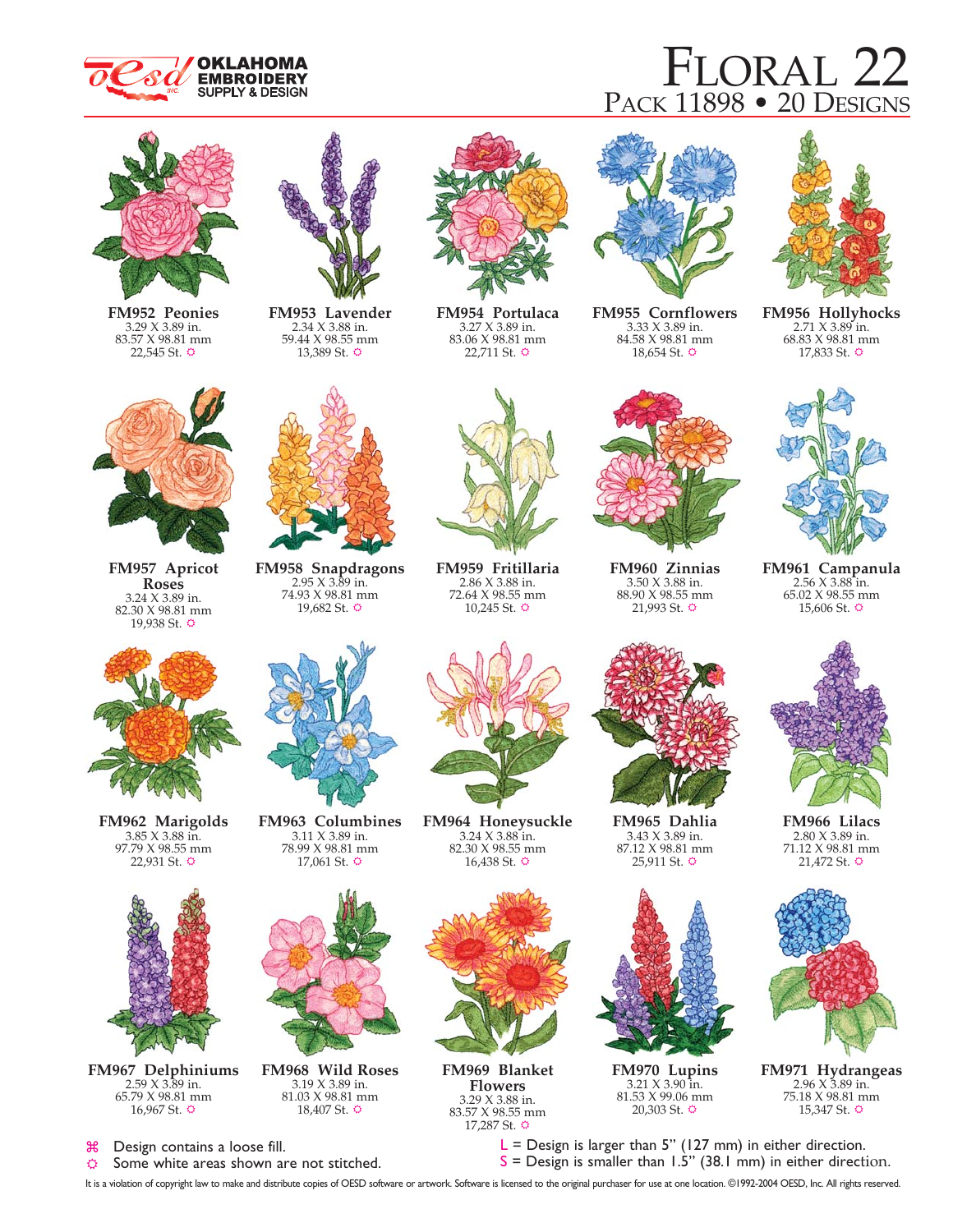**OKLAHOMA EMBROIDERY SUPPLY & DESIGN**

# FLORAL 22
## PACK 11898 • 20 DESIGNS

**FM952 Peonies**
3.29 X 3.89 in.
83.57 X 98.81 mm
22,545 St. ✿

**FM953 Lavender**
2.34 X 3.88 in.
59.44 X 98.55 mm
13,389 St. ✿

**FM954 Portulaca**
3.27 X 3.89 in.
83.06 X 98.81 mm
22,711 St. ✿

**FM955 Cornflowers**
3.33 X 3.89 in.
84.58 X 98.81 mm
18,654 St. ✿

**FM956 Hollyhocks**
2.71 X 3.89 in.
68.83 X 98.81 mm
17,833 St. ✿

**FM957 Apricot Roses**
3.24 X 3.89 in.
82.30 X 98.81 mm
19,938 St. ✿

**FM958 Snapdragons**
2.95 X 3.89 in.
74.93 X 98.81 mm
19,682 St. ✿

**FM959 Fritillaria**
2.86 X 3.88 in.
72.64 X 98.55 mm
10,245 St. ✿

**FM960 Zinnias**
3.50 X 3.88 in.
88.90 X 98.55 mm
21,993 St. ✿

**FM961 Campanula**
2.56 X 3.88 in.
65.02 X 98.55 mm
15,606 St. ✿

**FM962 Marigolds**
3.85 X 3.88 in.
97.79 X 98.55 mm
22,931 St. ✿

**FM963 Columbines**
3.11 X 3.89 in.
78.99 X 98.81 mm
17,061 St. ✿

**FM964 Honeysuckle**
3.24 X 3.88 in.
82.30 X 98.55 mm
16,438 St. ✿

**FM965 Dahlia**
3.43 X 3.89 in.
87.12 X 98.81 mm
25,911 St. ✿

**FM966 Lilacs**
2.80 X 3.89 in.
71.12 X 98.81 mm
21,472 St. ✿

**FM967 Delphiniums**
2.59 X 3.89 in.
65.79 X 98.81 mm
16,967 St. ✿

**FM968 Wild Roses**
3.19 X 3.89 in.
81.03 X 98.81 mm
18,407 St. ✿

**FM969 Blanket Flowers**
3.29 X 3.88 in.
83.57 X 98.55 mm
17,287 St. ✿

**FM970 Lupins**
3.21 X 3.90 in.
81.53 X 99.06 mm
20,303 St. ✿

**FM971 Hydrangeas**
2.96 X 3.89 in.
75.18 X 98.81 mm
15,347 St. ✿

⌘ Design contains a loose fill.
✿ Some white areas shown are not stitched.

L = Design is larger than 5" (127 mm) in either direction.
S = Design is smaller than 1.5" (38.1 mm) in either direction.

It is a violation of copyright law to make and distribute copies of OESD software or artwork. Software is licensed to the original purchaser for use at one location. ©1992-2004 OESD, Inc. All rights reserved.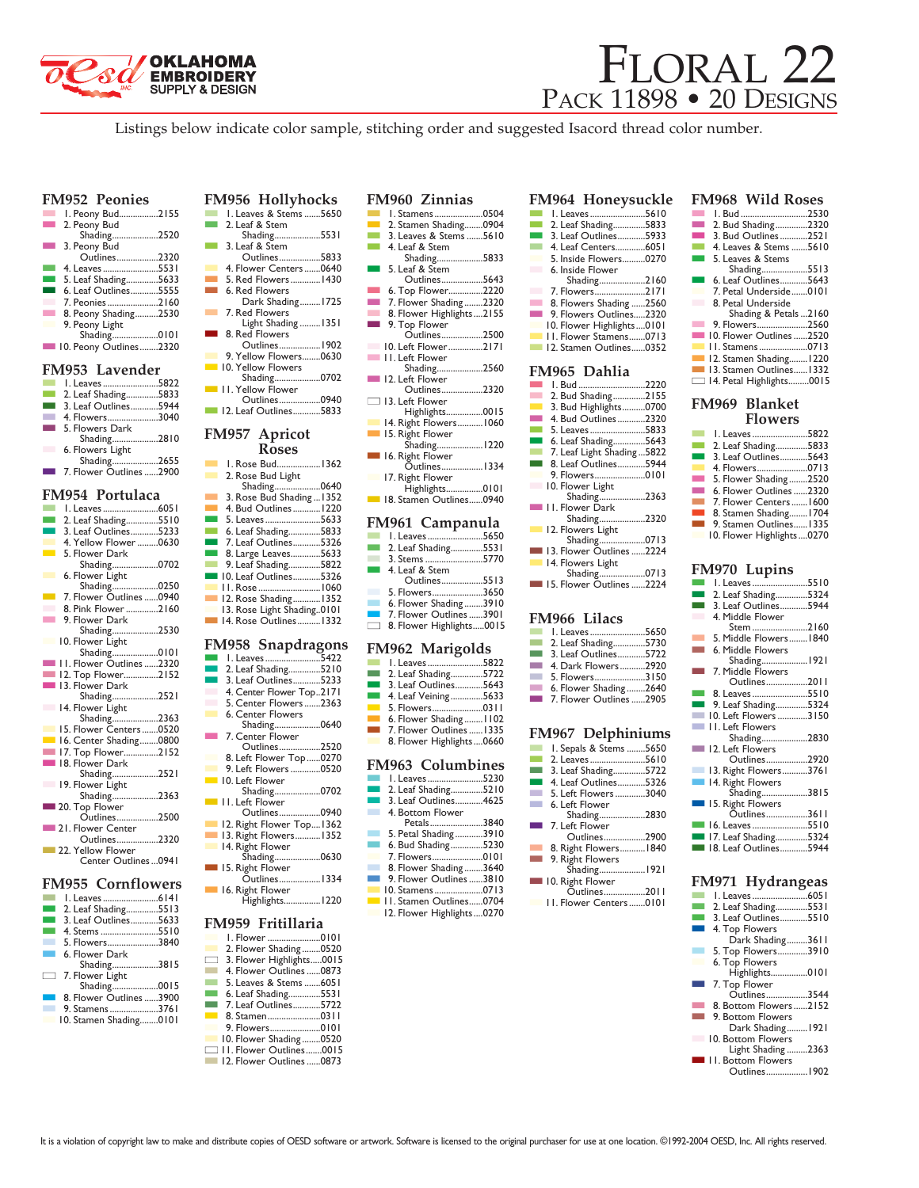OKLAHOMA EMBROIDERY SUPPLY & DESIGN

# Floral 22
## Pack 11898 • 20 Designs

Listings below indicate color sample, stitching order and suggested Isacord thread color number.

### FM952 Peonies
1. Peony Bud..........2155
2. Peony Bud Shading..........2520
3. Peony Bud Outlines..........2320
4. Leaves..........5531
5. Leaf Shading..........5633
6. Leaf Outlines..........5555
7. Peonies..........2160
8. Peony Shading..........2530
9. Peony Light Shading..........0101
10. Peony Outlines..........2320

### FM953 Lavender
1. Leaves..........5822
2. Leaf Shading..........5833
3. Leaf Outlines..........5944
4. Flowers..........3040
5. Flowers Dark Shading..........2810
6. Flowers Light Shading..........2655
7. Flower Outlines..........2900

### FM954 Portulaca
1. Leaves..........6051
2. Leaf Shading..........5510
3. Leaf Outlines..........5233
4. Yellow Flower..........0630
5. Flower Dark Shading..........0702
6. Flower Light Shading..........0250
7. Flower Outlines..........0940
8. Pink Flower..........2160
9. Flower Dark Shading..........2530
10. Flower Light Shading..........0101
11. Flower Outlines..........2320
12. Top Flower..........2152
13. Flower Dark Shading..........2521
14. Flower Light Shading..........2363
15. Flower Centers..........0520
16. Center Shading..........0800
17. Top Flower..........2152
18. Flower Dark Shading..........2521
19. Flower Light Shading..........2363
20. Top Flower Outlines..........2500
21. Flower Center Outlines..........2320
22. Yellow Flower Center Outlines..........0941

### FM955 Cornflowers
1. Leaves..........6141
2. Leaf Shading..........5513
3. Leaf Outlines..........5633
4. Stems..........5510
5. Flowers..........3840
6. Flower Dark Shading..........3815
7. Flower Light Shading..........0015
8. Flower Outlines..........3900
9. Stamens..........3761
10. Stamen Shading..........0101

### FM956 Hollyhocks
1. Leaves & Stems..........5650
2. Leaf & Stem Shading..........5531
3. Leaf & Stem Outlines..........5833
4. Flower Centers..........0640
5. Red Flowers..........1430
6. Red Flowers Dark Shading..........1725
7. Red Flowers Light Shading..........1351
8. Red Flowers Outlines..........1902
9. Yellow Flowers..........0630
10. Yellow Flowers Shading..........0702
11. Yellow Flower Outlines..........0940
12. Leaf Outlines..........5833

### FM957 Apricot Roses
1. Rose Bud..........1362
2. Rose Bud Light Shading..........0640
3. Rose Bud Shading..........1352
4. Bud Outlines..........1220
5. Leaves..........5633
6. Leaf Shading..........5833
7. Leaf Outlines..........5326
8. Large Leaves..........5633
9. Leaf Shading..........5822
10. Leaf Outlines..........5326
11. Rose..........1060
12. Rose Shading..........1352
13. Rose Light Shading..........0101
14. Rose Outlines..........1332

### FM958 Snapdragons
1. Leaves..........5422
2. Leaf Shading..........5210
3. Leaf Outlines..........5233
4. Center Flower Top..........2171
5. Center Flowers..........2363
6. Center Flowers Shading..........0640
7. Center Flower Outlines..........2520
8. Left Flower Top..........0270
9. Left Flowers..........0520
10. Left Flower Shading..........0702
11. Left Flower Outlines..........0940
12. Right Flower Top..........1362
13. Right Flowers..........1352
14. Right Flower Shading..........0630
15. Right Flower Outlines..........1334
16. Right Flower Highlights..........1220

### FM959 Fritillaria
1. Flower..........0101
2. Flower Shading..........0520
3. Flower Highlights..........0015
4. Flower Outlines..........0873
5. Leaves & Stems..........6051
6. Leaf Shading..........5531
7. Leaf Outlines..........5722
8. Stamen..........0311
9. Flowers..........0101
10. Flower Shading..........0520
11. Flower Outlines..........0015
12. Flower Outlines..........0873

### FM960 Zinnias
1. Stamens..........0504
2. Stamen Shading..........0904
3. Leaves & Stems..........5610
4. Leaf & Stem Shading..........5833
5. Leaf & Stem Outlines..........5643
6. Top Flower..........2220
7. Flower Shading..........2320
8. Flower Highlights..........2155
9. Top Flower Outlines..........2500
10. Left Flower..........2171
11. Left Flower Shading..........2560
12. Left Flower Outlines..........2320
13. Left Flower Highlights..........0015
14. Right Flowers..........1060
15. Right Flower Shading..........1220
16. Right Flower Outlines..........1334
17. Right Flower Highlights..........0101
18. Stamen Outlines..........0940

### FM961 Campanula
1. Leaves..........5650
2. Leaf Shading..........5531
3. Stems..........5770
4. Leaf & Stem Outlines..........5513
5. Flowers..........3650
6. Flower Shading..........3910
7. Flower Outlines..........3901
8. Flower Highlights..........0015

### FM962 Marigolds
1. Leaves..........5822
2. Leaf Shading..........5722
3. Leaf Outlines..........5643
4. Leaf Veining..........5633
5. Flowers..........0311
6. Flower Shading..........1102
7. Flower Outlines..........1335
8. Flower Highlights..........0660

### FM963 Columbines
1. Leaves..........5230
2. Leaf Shading..........5210
3. Leaf Outlines..........4625
4. Bottom Flower Petals..........3840
5. Petal Shading..........3910
6. Bud Shading..........5230
7. Flowers..........0101
8. Flower Shading..........3640
9. Flower Outlines..........3810
10. Stamens..........0713
11. Stamen Outlines..........0704
12. Flower Highlights..........0270

### FM964 Honeysuckle
1. Leaves..........5610
2. Leaf Shading..........5833
3. Leaf Outlines..........5933
4. Leaf Centers..........6051
5. Inside Flowers..........0270
6. Inside Flower Shading..........2160
7. Flowers..........2171
8. Flowers Shading..........2560
9. Flowers Outlines..........2320
10. Flower Highlights..........0101
11. Flower Stamens..........0713
12. Stamen Outlines..........0352

### FM965 Dahlia
1. Bud..........2220
2. Bud Shading..........2155
3. Bud Highlights..........0700
4. Bud Outlines..........2320
5. Leaves..........5833
6. Leaf Shading..........5643
7. Leaf Light Shading..........5822
8. Leaf Outlines..........5944
9. Flowers..........0101
10. Flower Light Shading..........2363
11. Flower Dark Shading..........2320
12. Flowers Light Shading..........0713
13. Flower Outlines..........2224
14. Flowers Light Shading..........0713
15. Flower Outlines..........2224

### FM966 Lilacs
1. Leaves..........5650
2. Leaf Shading..........5730
3. Leaf Outlines..........5722
4. Dark Flowers..........2920
5. Flowers..........3150
6. Flower Shading..........2640
7. Flower Outlines..........2905

### FM967 Delphiniums
1. Sepals & Stems..........5650
2. Leaves..........5610
3. Leaf Shading..........5722
4. Leaf Outlines..........5326
5. Left Flowers..........3040
6. Left Flower Shading..........2830
7. Left Flower Outlines..........2900
8. Right Flowers..........1840
9. Right Flowers Shading..........1921
10. Right Flower Outlines..........2011
11. Flower Centers..........0101

### FM968 Wild Roses
1. Bud..........2530
2. Bud Shading..........2320
3. Bud Outlines..........2521
4. Leaves & Stems..........5610
5. Leaves & Stems Shading..........5513
6. Leaf Outlines..........5643
7. Petal Underside..........0101
8. Petal Underside Shading & Petals..........2160
9. Flowers..........2560
10. Flower Outlines..........2520
11. Stamens..........0713
12. Stamen Shading..........1220
13. Stamen Outlines..........1332
14. Petal Highlights..........0015

### FM969 Blanket Flowers
1. Leaves..........5822
2. Leaf Shading..........5833
3. Leaf Outlines..........5643
4. Flowers..........0713
5. Flower Shading..........2520
6. Flower Outlines..........2320
7. Flower Centers..........1600
8. Stamen Shading..........1704
9. Stamen Outlines..........1335
10. Flower Highlights..........0270

### FM970 Lupins
1. Leaves..........5510
2. Leaf Shading..........5324
3. Leaf Outlines..........5944
4. Middle Flower Stem..........2160
5. Middle Flowers..........1840
6. Middle Flowers Shading..........1921
7. Middle Flowers Outlines..........2011
8. Leaves..........5510
9. Leaf Shading..........5324
10. Left Flowers..........3150
11. Left Flowers Shading..........2830
12. Left Flowers Outlines..........2920
13. Right Flowers..........3761
14. Right Flowers Shading..........3815
15. Right Flowers Outlines..........3611
16. Leaves..........5510
17. Leaf Shading..........5324
18. Leaf Outlines..........5944

### FM971 Hydrangeas
1. Leaves..........6051
2. Leaf Shading..........5531
3. Leaf Outlines..........5510
4. Top Flowers Dark Shading..........3611
5. Top Flowers..........3910
6. Top Flowers Highlights..........0101
7. Top Flower Outlines..........3544
8. Bottom Flowers..........2152
9. Bottom Flowers Dark Shading..........1921
10. Bottom Flowers Light Shading..........2363
11. Bottom Flowers Outlines..........1902

It is a violation of copyright law to make and distribute copies of OESD software or artwork. Software is licensed to the original purchaser for use at one location. ©1992-2004 OESD, Inc. All rights reserved.